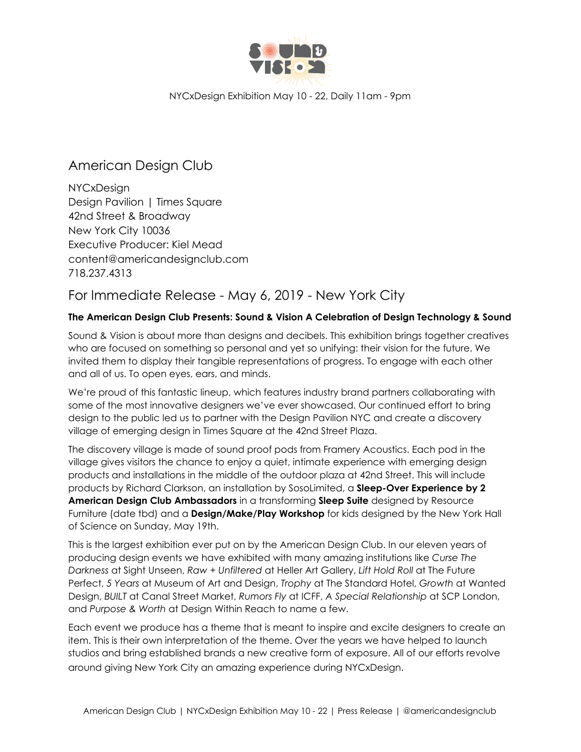NYCxDesign Exhibition May 10 - 22, Daily 11am - 9pm

# American Design Club

NYCxDesign
Design Pavilion | Times Square
42nd Street & Broadway
New York City 10036
Executive Producer: Kiel Mead
content@americandesignclub.com
718.237.4313

## For Immediate Release - May 6, 2019 - New York City

**The American Design Club Presents: Sound & Vision A Celebration of Design Technology & Sound**

Sound & Vision is about more than designs and decibels. This exhibition brings together creatives who are focused on something so personal and yet so unifying: their vision for the future. We invited them to display their tangible representations of progress. To engage with each other and all of us. To open eyes, ears, and minds.

We're proud of this fantastic lineup, which features industry brand partners collaborating with some of the most innovative designers we've ever showcased. Our continued effort to bring design to the public led us to partner with the Design Pavilion NYC and create a discovery village of emerging design in Times Square at the 42nd Street Plaza.

The discovery village is made of sound proof pods from Framery Acoustics. Each pod in the village gives visitors the chance to enjoy a quiet, intimate experience with emerging design products and installations in the middle of the outdoor plaza at 42nd Street. This will include products by Richard Clarkson, an installation by SosoLimited, a **Sleep-Over Experience by 2 American Design Club Ambassadors** in a transforming **Sleep Suite** designed by Resource Furniture (date tbd) and a **Design/Make/Play Workshop** for kids designed by the New York Hall of Science on Sunday, May 19th.

This is the largest exhibition ever put on by the American Design Club. In our eleven years of producing design events we have exhibited with many amazing institutions like *Curse The Darkness* at Sight Unseen, *Raw + Unfiltered* at Heller Art Gallery, *Lift Hold Roll* at The Future Perfect, *5 Years* at Museum of Art and Design, *Trophy* at The Standard Hotel, *Growth* at Wanted Design, *BUILT* at Canal Street Market, *Rumors Fly* at ICFF, *A Special Relationship* at SCP London, and *Purpose & Worth* at Design Within Reach to name a few.

Each event we produce has a theme that is meant to inspire and excite designers to create an item. This is their own interpretation of the theme. Over the years we have helped to launch studios and bring established brands a new creative form of exposure. All of our efforts revolve around giving New York City an amazing experience during NYCxDesign.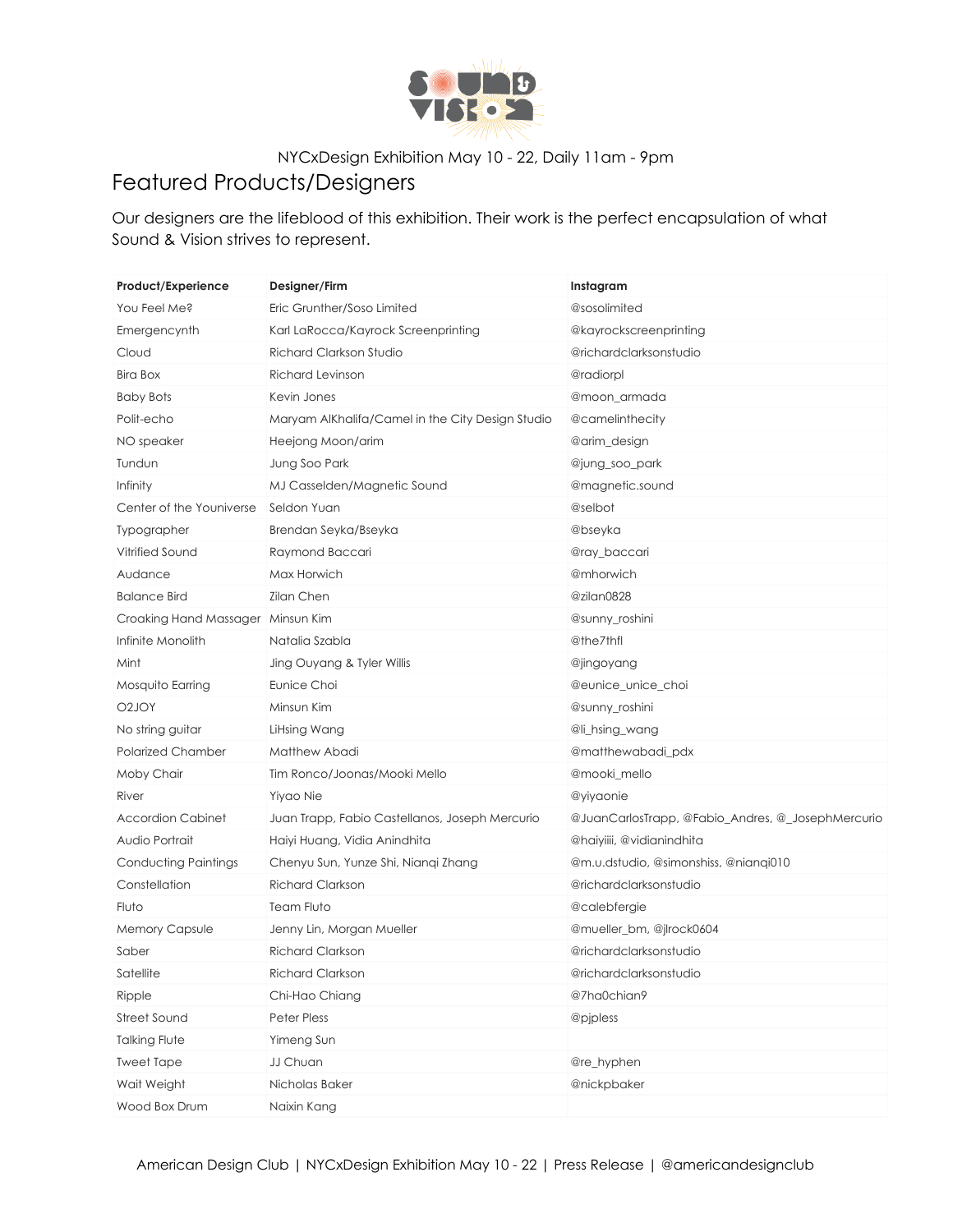NYCxDesign Exhibition May 10 - 22, Daily 11am - 9pm

# Featured Products/Designers

Our designers are the lifeblood of this exhibition. Their work is the perfect encapsulation of what Sound & Vision strives to represent.

| Product/Experience | Designer/Firm | Instagram |
| --- | --- | --- |
| You Feel Me? | Eric Grunther/Soso Limited | @sosolimited |
| Emergencynth | Karl LaRocca/Kayrock Screenprinting | @kayrockscreenprinting |
| Cloud | Richard Clarkson Studio | @richardclarksonstudio |
| Bira Box | Richard Levinson | @radiorpl |
| Baby Bots | Kevin Jones | @moon_armada |
| Polit-echo | Maryam AlKhalifa/Camel in the City Design Studio | @camelinthecity |
| NO speaker | Heejong Moon/arim | @arim_design |
| Tundun | Jung Soo Park | @jung_soo_park |
| Infinity | MJ Casselden/Magnetic Sound | @magnetic.sound |
| Center of the Youniverse | Seldon Yuan | @selbot |
| Typographer | Brendan Seyka/Bseyka | @bseyka |
| Vitrified Sound | Raymond Baccari | @ray_baccari |
| Audance | Max Horwich | @mhorwich |
| Balance Bird | Zilan Chen | @zilan0828 |
| Croaking Hand Massager | Minsun Kim | @sunny_roshini |
| Infinite Monolith | Natalia Szabla | @the7thfl |
| Mint | Jing Ouyang & Tyler Willis | @jingoyang |
| Mosquito Earring | Eunice Choi | @eunice_unice_choi |
| O2JOY | Minsun Kim | @sunny_roshini |
| No string guitar | LiHsing Wang | @li_hsing_wang |
| Polarized Chamber | Matthew Abadi | @matthewabadi_pdx |
| Moby Chair | Tim Ronco/Joonas/Mooki Mello | @mooki_mello |
| River | Yiyao Nie | @yiyaonie |
| Accordion Cabinet | Juan Trapp, Fabio Castellanos, Joseph Mercurio | @JuanCarlosTrapp, @Fabio_Andres, @_JosephMercurio |
| Audio Portrait | Haiyi Huang, Vidia Anindhita | @haiyiiii, @vidianindhita |
| Conducting Paintings | Chenyu Sun, Yunze Shi, Nianqi Zhang | @m.u.dstudio, @simonshiss, @nianqi010 |
| Constellation | Richard Clarkson | @richardclarksonstudio |
| Fluto | Team Fluto | @calebfergie |
| Memory Capsule | Jenny Lin, Morgan Mueller | @mueller_bm, @jlrock0604 |
| Saber | Richard Clarkson | @richardclarksonstudio |
| Satellite | Richard Clarkson | @richardclarksonstudio |
| Ripple | Chi-Hao Chiang | @7ha0chian9 |
| Street Sound | Peter Pless | @pjpless |
| Talking Flute | Yimeng Sun | |
| Tweet Tape | JJ Chuan | @re_hyphen |
| Wait Weight | Nicholas Baker | @nickpbaker |
| Wood Box Drum | Naixin Kang | |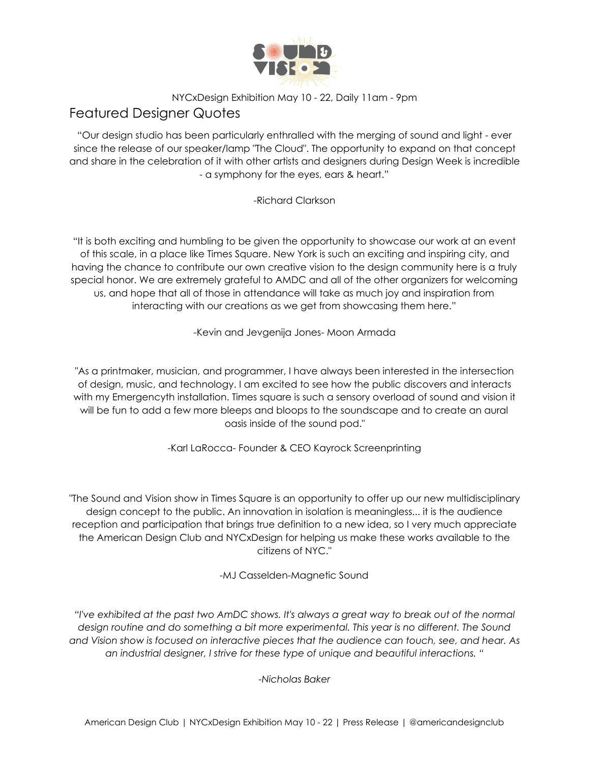NYCxDesign Exhibition May 10 - 22, Daily 11am - 9pm

## Featured Designer Quotes

"Our design studio has been particularly enthralled with the merging of sound and light - ever since the release of our speaker/lamp "The Cloud". The opportunity to expand on that concept and share in the celebration of it with other artists and designers during Design Week is incredible - a symphony for the eyes, ears & heart."

-Richard Clarkson

"It is both exciting and humbling to be given the opportunity to showcase our work at an event of this scale, in a place like Times Square. New York is such an exciting and inspiring city, and having the chance to contribute our own creative vision to the design community here is a truly special honor. We are extremely grateful to AMDC and all of the other organizers for welcoming us, and hope that all of those in attendance will take as much joy and inspiration from interacting with our creations as we get from showcasing them here."

-Kevin and Jevgenija Jones- Moon Armada

"As a printmaker, musician, and programmer, I have always been interested in the intersection of design, music, and technology. I am excited to see how the public discovers and interacts with my Emergencyth installation. Times square is such a sensory overload of sound and vision it will be fun to add a few more bleeps and bloops to the soundscape and to create an aural oasis inside of the sound pod."

-Karl LaRocca- Founder & CEO Kayrock Screenprinting

"The Sound and Vision show in Times Square is an opportunity to offer up our new multidisciplinary design concept to the public. An innovation in isolation is meaningless... it is the audience reception and participation that brings true definition to a new idea, so I very much appreciate the American Design Club and NYCxDesign for helping us make these works available to the citizens of NYC."

-MJ Casselden-Magnetic Sound

*"I've exhibited at the past two AmDC shows. It's always a great way to break out of the normal design routine and do something a bit more experimental. This year is no different. The Sound and Vision show is focused on interactive pieces that the audience can touch, see, and hear. As an industrial designer, I strive for these type of unique and beautiful interactions. "*

*-Nicholas Baker*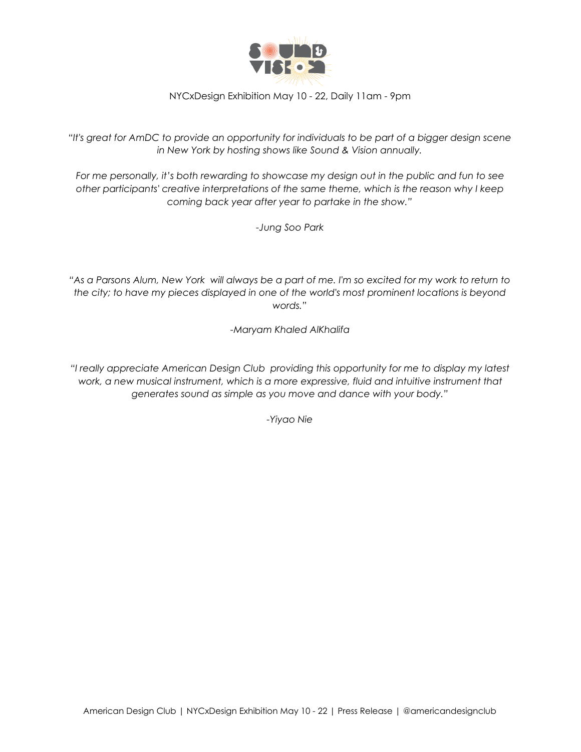NYCxDesign Exhibition May 10 - 22, Daily 11am - 9pm

*"It's great for AmDC to provide an opportunity for individuals to be part of a bigger design scene in New York by hosting shows like Sound & Vision annually.*

*For me personally, it's both rewarding to showcase my design out in the public and fun to see other participants' creative interpretations of the same theme, which is the reason why I keep coming back year after year to partake in the show."*

*-Jung Soo Park*

*"As a Parsons Alum, New York will always be a part of me. I'm so excited for my work to return to the city; to have my pieces displayed in one of the world's most prominent locations is beyond words."*

*-Maryam Khaled AlKhalifa*

*"I really appreciate American Design Club providing this opportunity for me to display my latest work, a new musical instrument, which is a more expressive, fluid and intuitive instrument that generates sound as simple as you move and dance with your body."*

*-Yiyao Nie*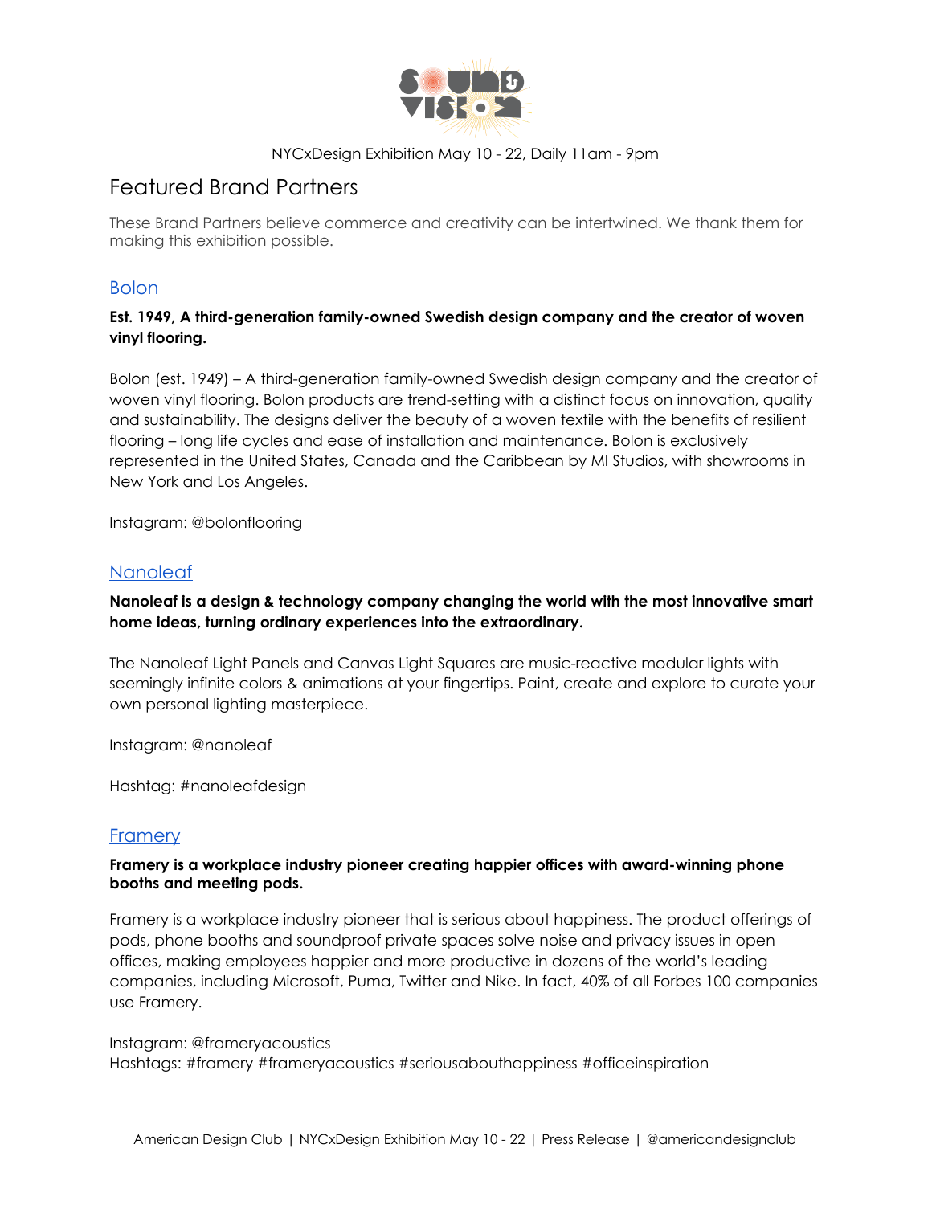NYCxDesign Exhibition May 10 - 22, Daily 11am - 9pm

# Featured Brand Partners

These Brand Partners believe commerce and creativity can be intertwined. We thank them for making this exhibition possible.

## Bolon

**Est. 1949, A third-generation family-owned Swedish design company and the creator of woven vinyl flooring.**

Bolon (est. 1949) – A third-generation family-owned Swedish design company and the creator of woven vinyl flooring. Bolon products are trend-setting with a distinct focus on innovation, quality and sustainability. The designs deliver the beauty of a woven textile with the benefits of resilient flooring – long life cycles and ease of installation and maintenance. Bolon is exclusively represented in the United States, Canada and the Caribbean by MI Studios, with showrooms in New York and Los Angeles.

Instagram: @bolonflooring

## Nanoleaf

**Nanoleaf is a design & technology company changing the world with the most innovative smart home ideas, turning ordinary experiences into the extraordinary.**

The Nanoleaf Light Panels and Canvas Light Squares are music-reactive modular lights with seemingly infinite colors & animations at your fingertips. Paint, create and explore to curate your own personal lighting masterpiece.

Instagram: @nanoleaf

Hashtag: #nanoleafdesign

## Framery

**Framery is a workplace industry pioneer creating happier offices with award-winning phone booths and meeting pods.**

Framery is a workplace industry pioneer that is serious about happiness. The product offerings of pods, phone booths and soundproof private spaces solve noise and privacy issues in open offices, making employees happier and more productive in dozens of the world's leading companies, including Microsoft, Puma, Twitter and Nike. In fact, 40% of all Forbes 100 companies use Framery.

Instagram: @frameryacoustics
Hashtags: #framery #frameryacoustics #seriousabouthappiness #officeinspiration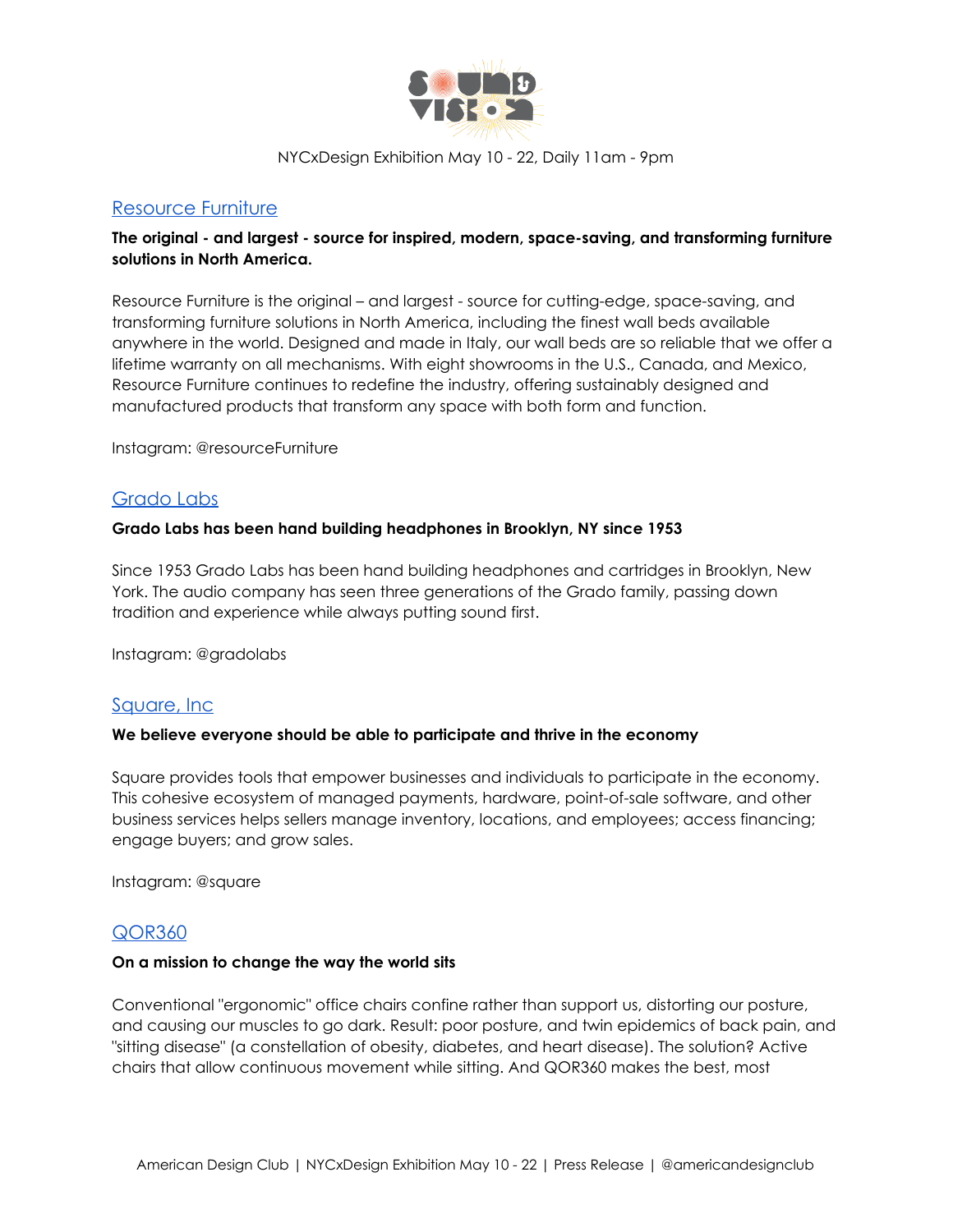NYCxDesign Exhibition May 10 - 22, Daily 11am - 9pm

## Resource Furniture

**The original - and largest - source for inspired, modern, space-saving, and transforming furniture solutions in North America.**

Resource Furniture is the original – and largest - source for cutting-edge, space-saving, and transforming furniture solutions in North America, including the finest wall beds available anywhere in the world. Designed and made in Italy, our wall beds are so reliable that we offer a lifetime warranty on all mechanisms. With eight showrooms in the U.S., Canada, and Mexico, Resource Furniture continues to redefine the industry, offering sustainably designed and manufactured products that transform any space with both form and function.

Instagram: @resourceFurniture

## Grado Labs

**Grado Labs has been hand building headphones in Brooklyn, NY since 1953**

Since 1953 Grado Labs has been hand building headphones and cartridges in Brooklyn, New York. The audio company has seen three generations of the Grado family, passing down tradition and experience while always putting sound first.

Instagram: @gradolabs

## Square, Inc

**We believe everyone should be able to participate and thrive in the economy**

Square provides tools that empower businesses and individuals to participate in the economy. This cohesive ecosystem of managed payments, hardware, point-of-sale software, and other business services helps sellers manage inventory, locations, and employees; access financing; engage buyers; and grow sales.

Instagram: @square

## QOR360

**On a mission to change the way the world sits**

Conventional "ergonomic" office chairs confine rather than support us, distorting our posture, and causing our muscles to go dark. Result: poor posture, and twin epidemics of back pain, and "sitting disease" (a constellation of obesity, diabetes, and heart disease). The solution? Active chairs that allow continuous movement while sitting. And QOR360 makes the best, most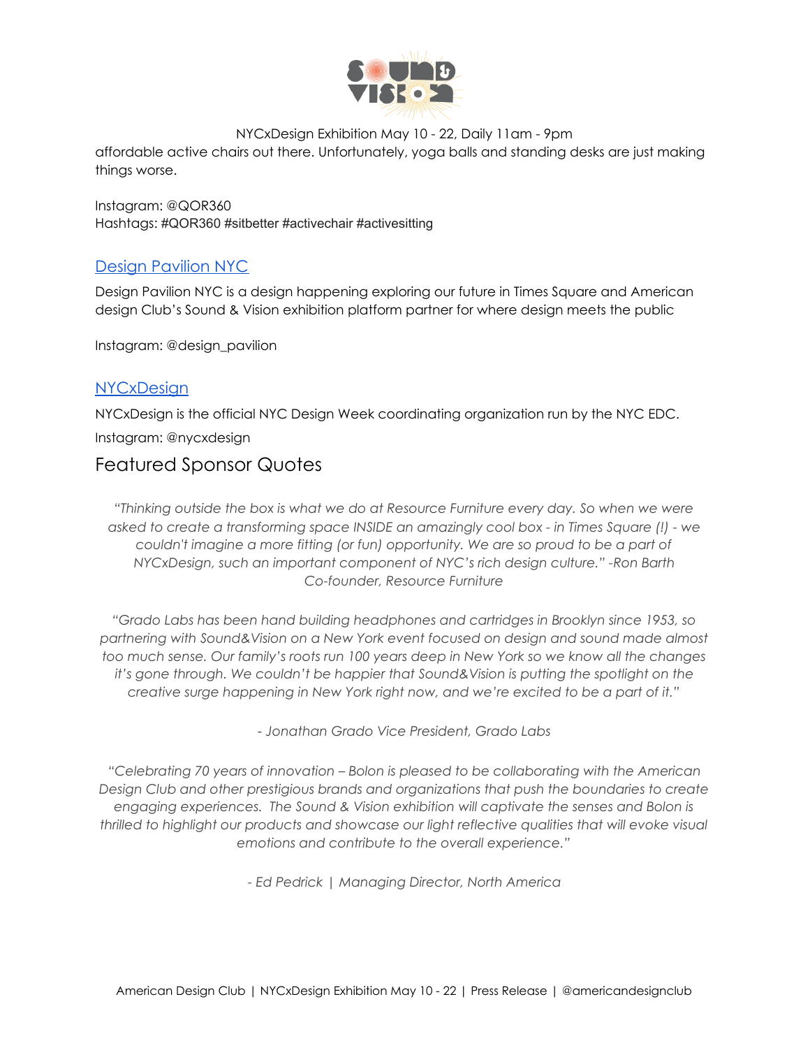affordable active chairs out there. Unfortunately, yoga balls and standing desks are just making things worse.

Instagram: @QOR360
Hashtags: #QOR360 #sitbetter #activechair #activesitting

### Design Pavilion NYC

Design Pavilion NYC is a design happening exploring our future in Times Square and American design Club's Sound & Vision exhibition platform partner for where design meets the public

Instagram: @design_pavilion

### NYCxDesign

NYCxDesign is the official NYC Design Week coordinating organization run by the NYC EDC.

Instagram: @nycxdesign

## Featured Sponsor Quotes

*"Thinking outside the box is what we do at Resource Furniture every day. So when we were asked to create a transforming space INSIDE an amazingly cool box - in Times Square (!) - we couldn't imagine a more fitting (or fun) opportunity. We are so proud to be a part of NYCxDesign, such an important component of NYC's rich design culture." -Ron Barth Co-founder, Resource Furniture*

*"Grado Labs has been hand building headphones and cartridges in Brooklyn since 1953, so partnering with Sound&Vision on a New York event focused on design and sound made almost too much sense. Our family's roots run 100 years deep in New York so we know all the changes it's gone through. We couldn't be happier that Sound&Vision is putting the spotlight on the creative surge happening in New York right now, and we're excited to be a part of it."*

*- Jonathan Grado Vice President, Grado Labs*

*"Celebrating 70 years of innovation – Bolon is pleased to be collaborating with the American Design Club and other prestigious brands and organizations that push the boundaries to create engaging experiences. The Sound & Vision exhibition will captivate the senses and Bolon is thrilled to highlight our products and showcase our light reflective qualities that will evoke visual emotions and contribute to the overall experience."*

*- Ed Pedrick | Managing Director, North America*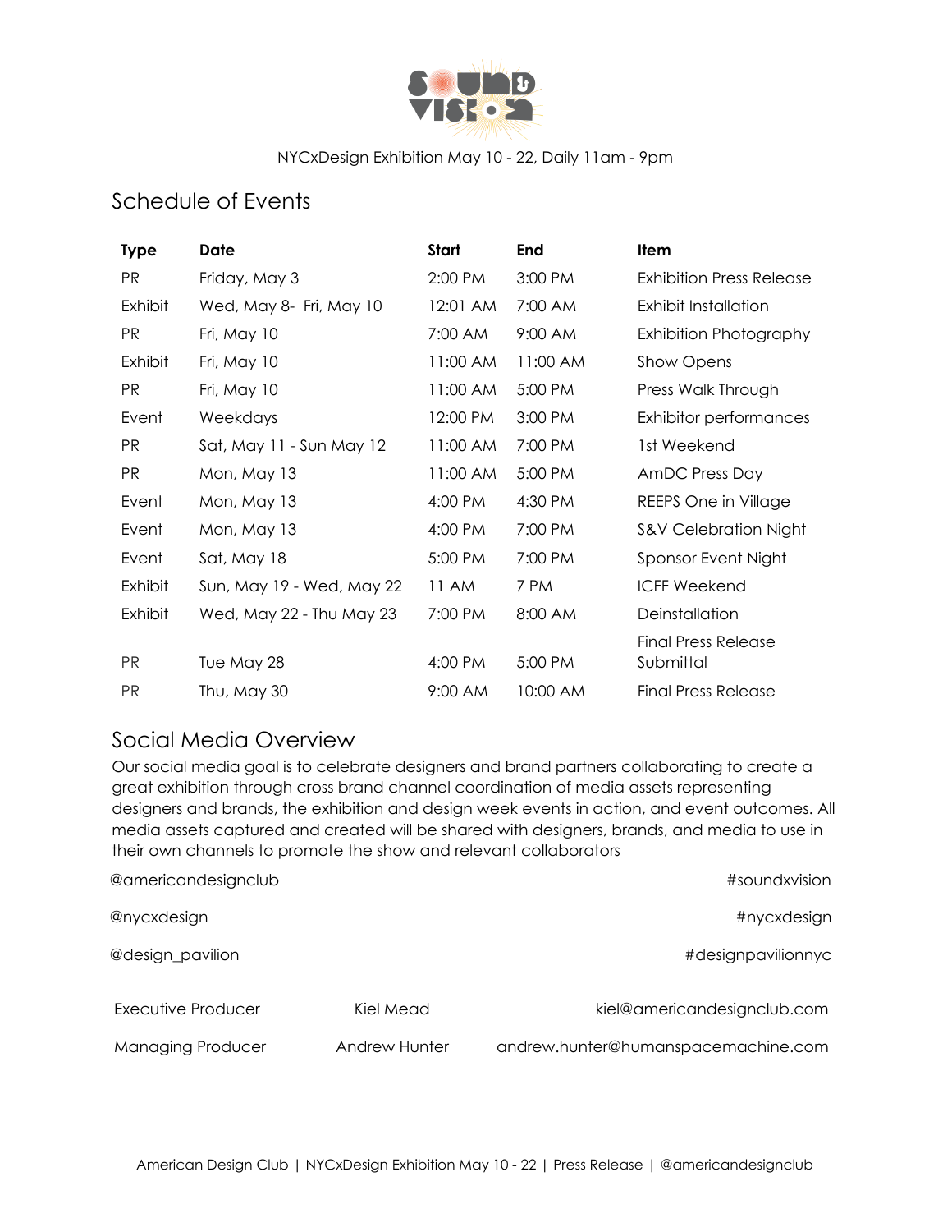NYCxDesign Exhibition May 10 - 22, Daily 11am - 9pm

## Schedule of Events

| Type | Date | Start | End | Item |
| --- | --- | --- | --- | --- |
| PR | Friday, May 3 | 2:00 PM | 3:00 PM | Exhibition Press Release |
| Exhibit | Wed, May 8- Fri, May 10 | 12:01 AM | 7:00 AM | Exhibit Installation |
| PR | Fri, May 10 | 7:00 AM | 9:00 AM | Exhibition Photography |
| Exhibit | Fri, May 10 | 11:00 AM | 11:00 AM | Show Opens |
| PR | Fri, May 10 | 11:00 AM | 5:00 PM | Press Walk Through |
| Event | Weekdays | 12:00 PM | 3:00 PM | Exhibitor performances |
| PR | Sat, May 11 - Sun May 12 | 11:00 AM | 7:00 PM | 1st Weekend |
| PR | Mon, May 13 | 11:00 AM | 5:00 PM | AmDC Press Day |
| Event | Mon, May 13 | 4:00 PM | 4:30 PM | REEPS One in Village |
| Event | Mon, May 13 | 4:00 PM | 7:00 PM | S&V Celebration Night |
| Event | Sat, May 18 | 5:00 PM | 7:00 PM | Sponsor Event Night |
| Exhibit | Sun, May 19 - Wed, May 22 | 11 AM | 7 PM | ICFF Weekend |
| Exhibit | Wed, May 22 - Thu May 23 | 7:00 PM | 8:00 AM | Deinstallation |
| PR | Tue May 28 | 4:00 PM | 5:00 PM | Final Press Release Submittal |
| PR | Thu, May 30 | 9:00 AM | 10:00 AM | Final Press Release |

## Social Media Overview

Our social media goal is to celebrate designers and brand partners collaborating to create a great exhibition through cross brand channel coordination of media assets representing designers and brands, the exhibition and design week events in action, and event outcomes. All media assets captured and created will be shared with designers, brands, and media to use in their own channels to promote the show and relevant collaborators

@americandesignclub #soundxvision

@nycxdesign #nycxdesign

@design_pavilion #designpavilionnyc

| | | |
| --- | --- | --- |
| Executive Producer | Kiel Mead | kiel@americandesignclub.com |
| Managing Producer | Andrew Hunter | andrew.hunter@humanspacemachine.com |